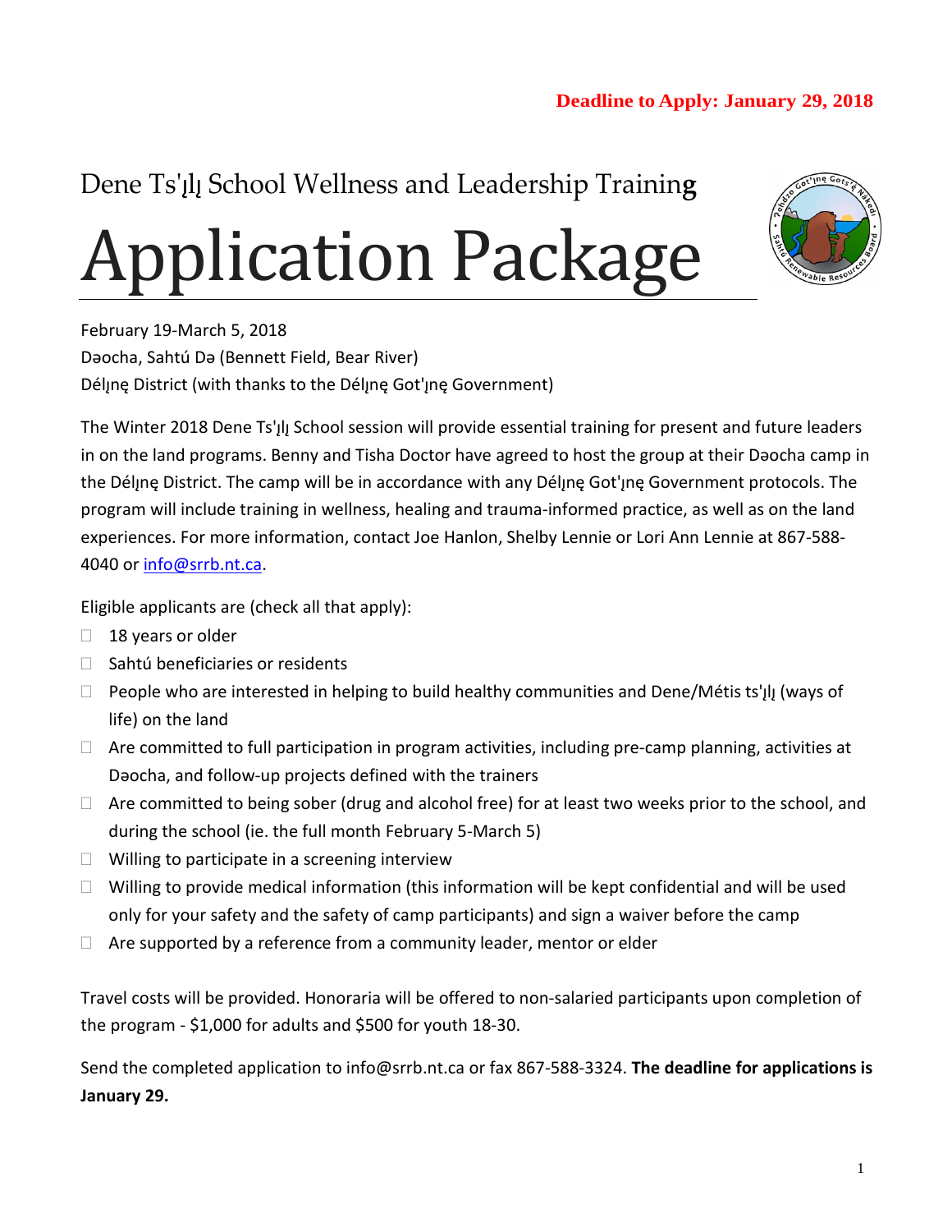**Deadline to Apply: January 29, 2018**

Dene Ts'ı̨lı̨ School Wellness and Leadership Training

# Application Package

February 19-March 5, 2018
Dəocha, Sahtú Də (Bennett Field, Bear River)
Délı̨nę District (with thanks to the Délı̨nę Got'ı̨nę Government)

The Winter 2018 Dene Ts'ı̨lı̨ School session will provide essential training for present and future leaders in on the land programs. Benny and Tisha Doctor have agreed to host the group at their Dəocha camp in the Délı̨nę District. The camp will be in accordance with any Délı̨nę Got'ı̨nę Government protocols. The program will include training in wellness, healing and trauma-informed practice, as well as on the land experiences. For more information, contact Joe Hanlon, Shelby Lennie or Lori Ann Lennie at 867-588-4040 or info@srrb.nt.ca.

Eligible applicants are (check all that apply):

- ☐ 18 years or older
- ☐ Sahtú beneficiaries or residents
- ☐ People who are interested in helping to build healthy communities and Dene/Métis ts'ı̨lı̨ (ways of life) on the land
- ☐ Are committed to full participation in program activities, including pre-camp planning, activities at Dəocha, and follow-up projects defined with the trainers
- ☐ Are committed to being sober (drug and alcohol free) for at least two weeks prior to the school, and during the school (ie. the full month February 5-March 5)
- ☐ Willing to participate in a screening interview
- ☐ Willing to provide medical information (this information will be kept confidential and will be used only for your safety and the safety of camp participants) and sign a waiver before the camp
- ☐ Are supported by a reference from a community leader, mentor or elder

Travel costs will be provided. Honoraria will be offered to non-salaried participants upon completion of the program - $1,000 for adults and $500 for youth 18-30.

Send the completed application to info@srrb.nt.ca or fax 867-588-3324. **The deadline for applications is January 29.**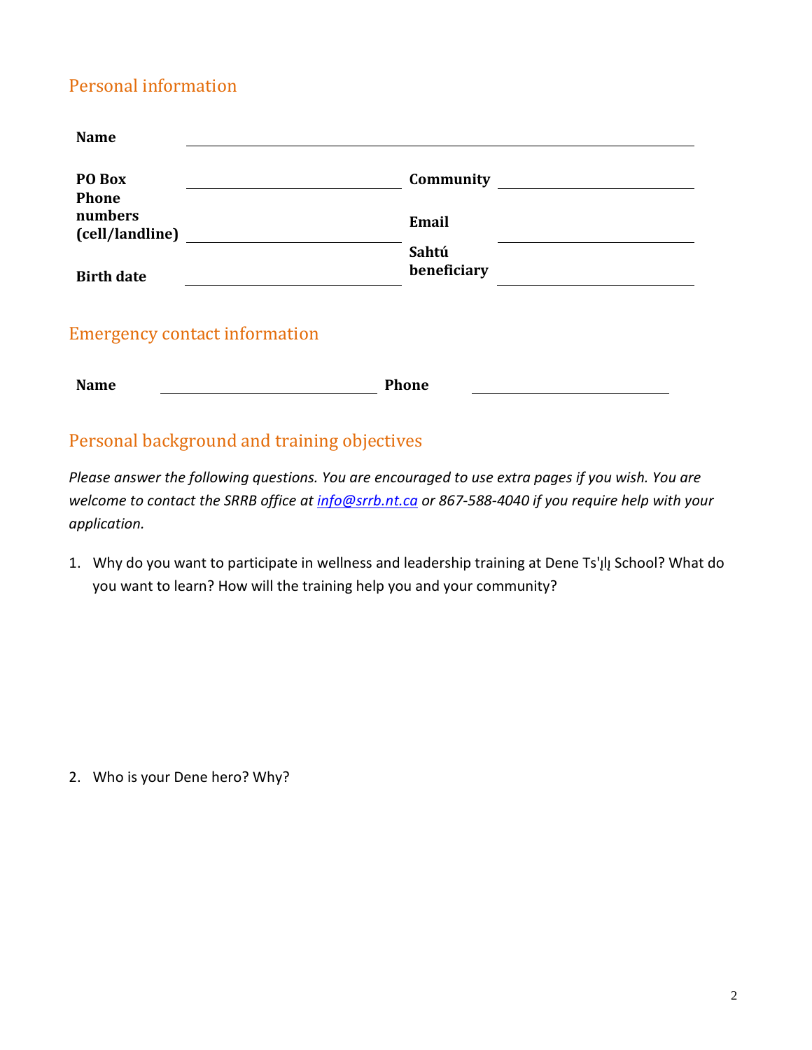## Personal information

**Name** \_\_\_\_\_\_\_\_\_\_\_\_\_\_\_\_\_\_\_\_\_\_\_\_\_\_\_\_\_\_\_\_\_\_\_\_\_\_\_\_

**PO Box** \_\_\_\_\_\_\_\_\_\_\_\_\_\_\_\_\_\_\_\_ **Community** \_\_\_\_\_\_\_\_\_\_\_\_\_\_\_\_\_\_\_\_

**Phone numbers (cell/landline)** \_\_\_\_\_\_\_\_\_\_\_\_\_\_\_\_\_\_\_\_ **Email** \_\_\_\_\_\_\_\_\_\_\_\_\_\_\_\_\_\_\_\_

**Birth date** \_\_\_\_\_\_\_\_\_\_\_\_\_\_\_\_\_\_\_\_ **Sahtú beneficiary** \_\_\_\_\_\_\_\_\_\_\_\_\_\_\_\_\_\_\_\_

## Emergency contact information

**Name** \_\_\_\_\_\_\_\_\_\_\_\_\_\_\_\_\_\_\_\_ **Phone** \_\_\_\_\_\_\_\_\_\_\_\_\_\_\_\_\_\_\_\_

## Personal background and training objectives

*Please answer the following questions. You are encouraged to use extra pages if you wish. You are welcome to contact the SRRB office at [info@srrb.nt.ca](mailto:info@srrb.nt.ca) or 867-588-4040 if you require help with your application.*

1. Why do you want to participate in wellness and leadership training at Dene Ts'ı̨lı̨ School? What do you want to learn? How will the training help you and your community?

2. Who is your Dene hero? Why?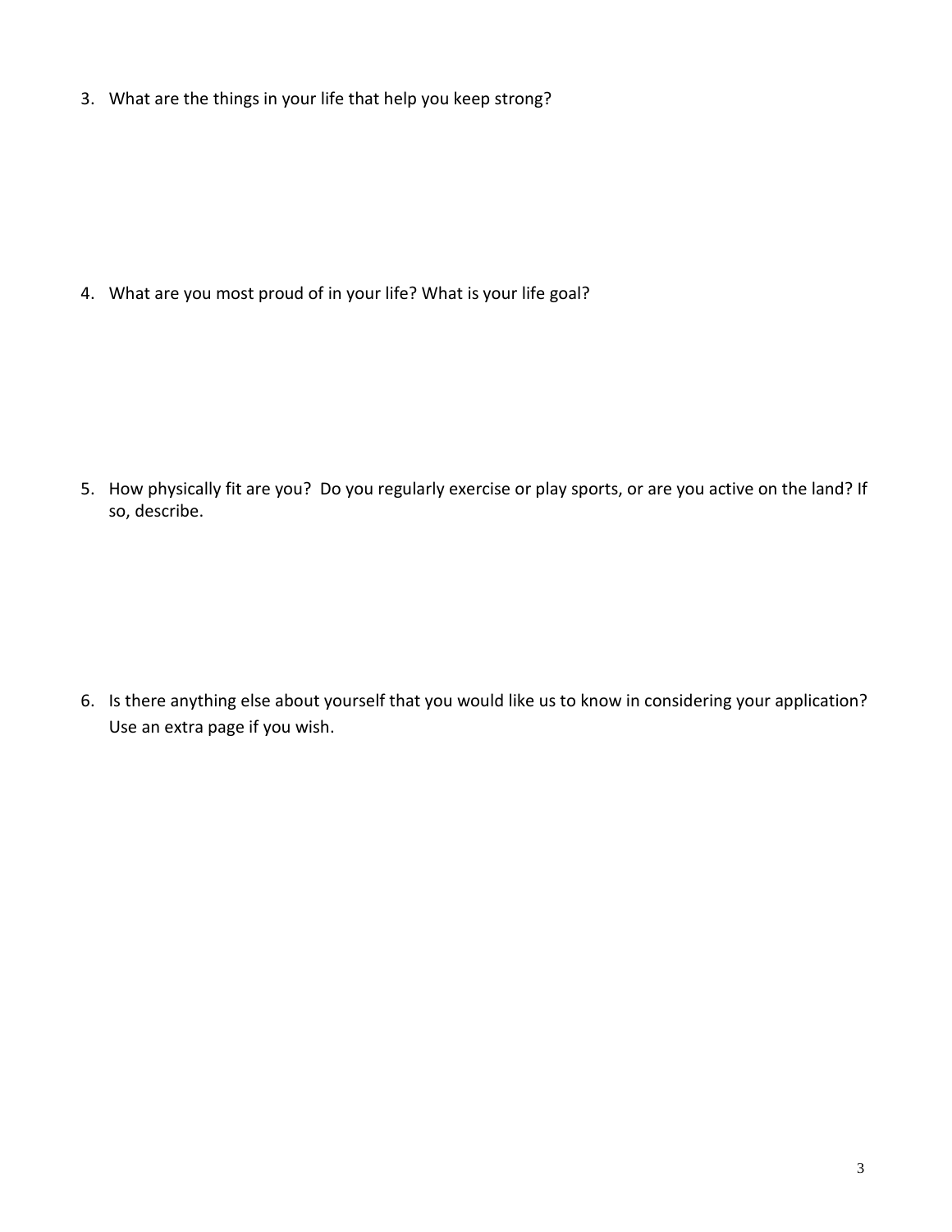3. What are the things in your life that help you keep strong?

4. What are you most proud of in your life? What is your life goal?

5. How physically fit are you? Do you regularly exercise or play sports, or are you active on the land? If so, describe.

6. Is there anything else about yourself that you would like us to know in considering your application? Use an extra page if you wish.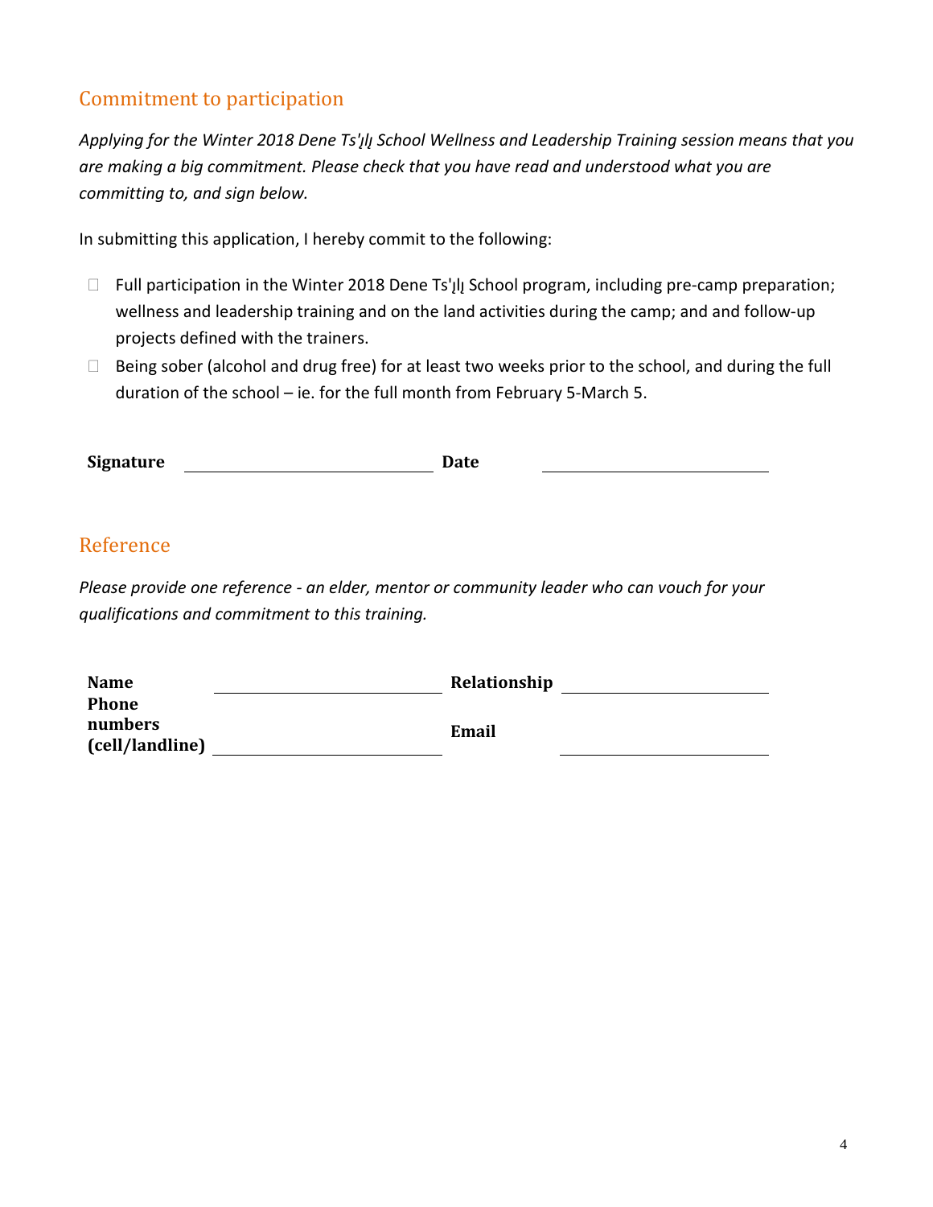## Commitment to participation

*Applying for the Winter 2018 Dene Ts'ı̨lı̨ School Wellness and Leadership Training session means that you are making a big commitment. Please check that you have read and understood what you are committing to, and sign below.*

In submitting this application, I hereby commit to the following:

- ☐ Full participation in the Winter 2018 Dene Ts'ı̨lı̨ School program, including pre-camp preparation; wellness and leadership training and on the land activities during the camp; and and follow-up projects defined with the trainers.
- ☐ Being sober (alcohol and drug free) for at least two weeks prior to the school, and during the full duration of the school – ie. for the full month from February 5-March 5.

**Signature** ____________________ **Date** ____________________

## Reference

*Please provide one reference - an elder, mentor or community leader who can vouch for your qualifications and commitment to this training.*

**Name** ____________________ **Relationship** ____________________

**Phone numbers (cell/landline)** ____________________ **Email** ____________________